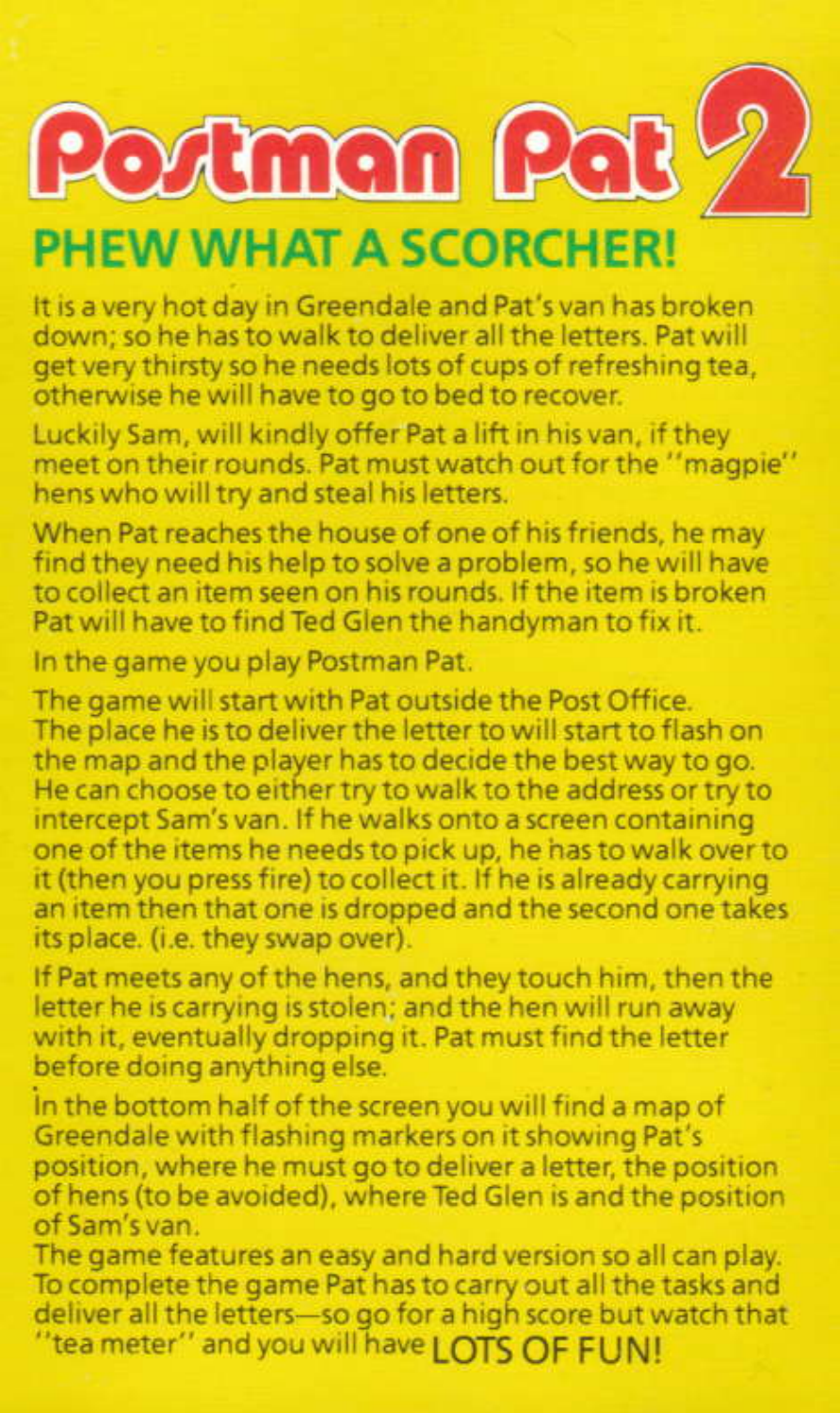# Postman Pat 2

## PHEW WHAT A SCORCHER!

It is a very hot day in Greendale and Pat's van has broken down; so he has to walk to deliver all the letters. Pat will get very thirsty so he needs lots of cups of refreshing tea, otherwise he will have to go to bed to recover.

Luckily Sam, will kindly offer Pat a lift in his van, if they meet on their rounds. Pat must watch out for the "magpie" hens who will try and steal his letters.

When Pat reaches the house of one of his friends, he may find they need his help to solve a problem, so he will have to collect an item seen on his rounds. If the item is broken Pat will have to find Ted Glen the handyman to fix it.

In the game you play Postman Pat.

The game will start with Pat outside the Post Office. The place he is to deliver the letter to will start to flash on the map and the player has to decide the best way to go. He can choose to either try to walk to the address or try to intercept Sam's van. If he walks onto a screen containing one of the items he needs to pick up, he has to walk over to it (then you press fire) to collect it. If he is already carrying an item then that one is dropped and the second one takes its place. (i.e. they swap over).

If Pat meets any of the hens, and they touch him, then the letter he is carrying is stolen; and the hen will run away with it, eventually dropping it. Pat must find the letter before doing anything else.

In the bottom half of the screen you will find a map of Greendale with flashing markers on it showing Pat's position, where he must go to deliver a letter, the position of hens (to be avoided), where Ted Glen is and the position of Sam's van.

The game features an easy and hard version so all can play. To complete the game Pat has to carry out all the tasks and deliver all the letters—so go for a high score but watch that "tea meter" and you will have **LOTS OF FUN!**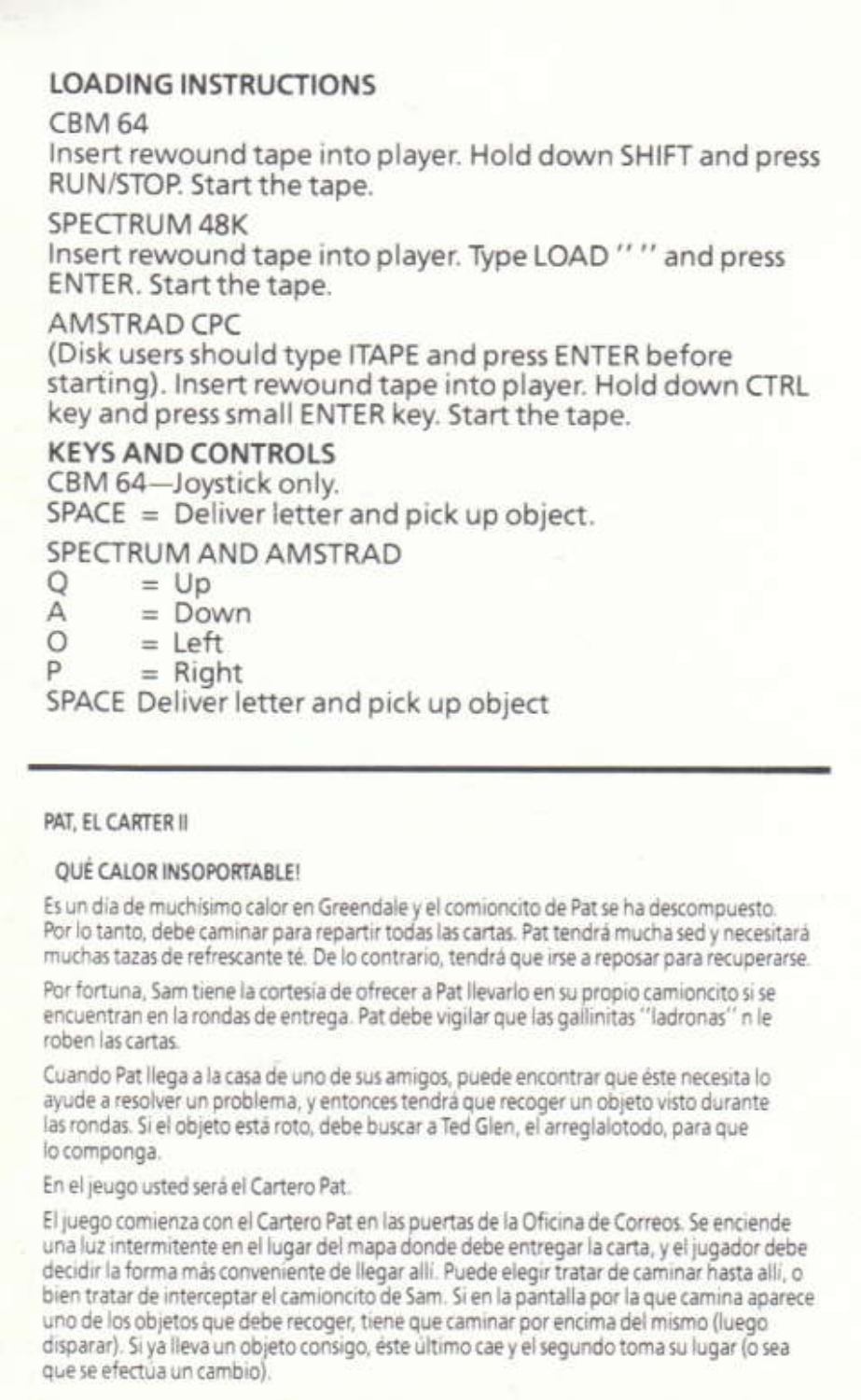## LOADING INSTRUCTIONS

CBM 64

Insert rewound tape into player. Hold down SHIFT and press RUN/STOP. Start the tape.

SPECTRUM 48K

Insert rewound tape into player. Type LOAD "" and press ENTER. Start the tape.

AMSTRAD CPC

(Disk users should type ITAPE and press ENTER before starting). Insert rewound tape into player. Hold down CTRL key and press small ENTER key. Start the tape.

## KEYS AND CONTROLS

CBM 64—Joystick only.

SPACE = Deliver letter and pick up object.

SPECTRUM AND AMSTRAD

Q = Up
A = Down
O = Left
P = Right
SPACE Deliver letter and pick up object

---

### PAT, EL CARTER II

#### QUÉ CALOR INSOPORTABLE!

Es un día de muchísimo calor en Greendale y el comioncito de Pat se ha descompuesto. Por lo tanto, debe caminar para repartir todas las cartas. Pat tendrá mucha sed y necesitará muchas tazas de refrescante té. De lo contrario, tendrá que irse a reposar para recuperarse.

Por fortuna, Sam tiene la cortesía de ofrecer a Pat llevarlo en su propio camioncito si se encuentran en la rondas de entrega. Pat debe vigilar que las gallinitas "ladronas" n le roben las cartas.

Cuando Pat llega a la casa de uno de sus amigos, puede encontrar que éste necesita lo ayude a resolver un problema, y entonces tendrá que recoger un objeto visto durante las rondas. Si el objeto está roto, debe buscar a Ted Glen, el arreglalotodo, para que lo componga.

En el jeugo usted será el Cartero Pat.

El juego comienza con el Cartero Pat en las puertas de la Oficina de Correos. Se enciende una luz intermitente en el lugar del mapa donde debe entregar la carta, y el jugador debe decidir la forma más conveniente de llegar allí. Puede elegir tratar de caminar hasta allí, o bien tratar de interceptar el camioncito de Sam. Si en la pantalla por la que camina aparece uno de los objetos que debe recoger, tiene que caminar por encima del mismo (luego disparar). Si ya lleva un objeto consigo, éste último cae y el segundo toma su lugar (o sea que se efectúa un cambio).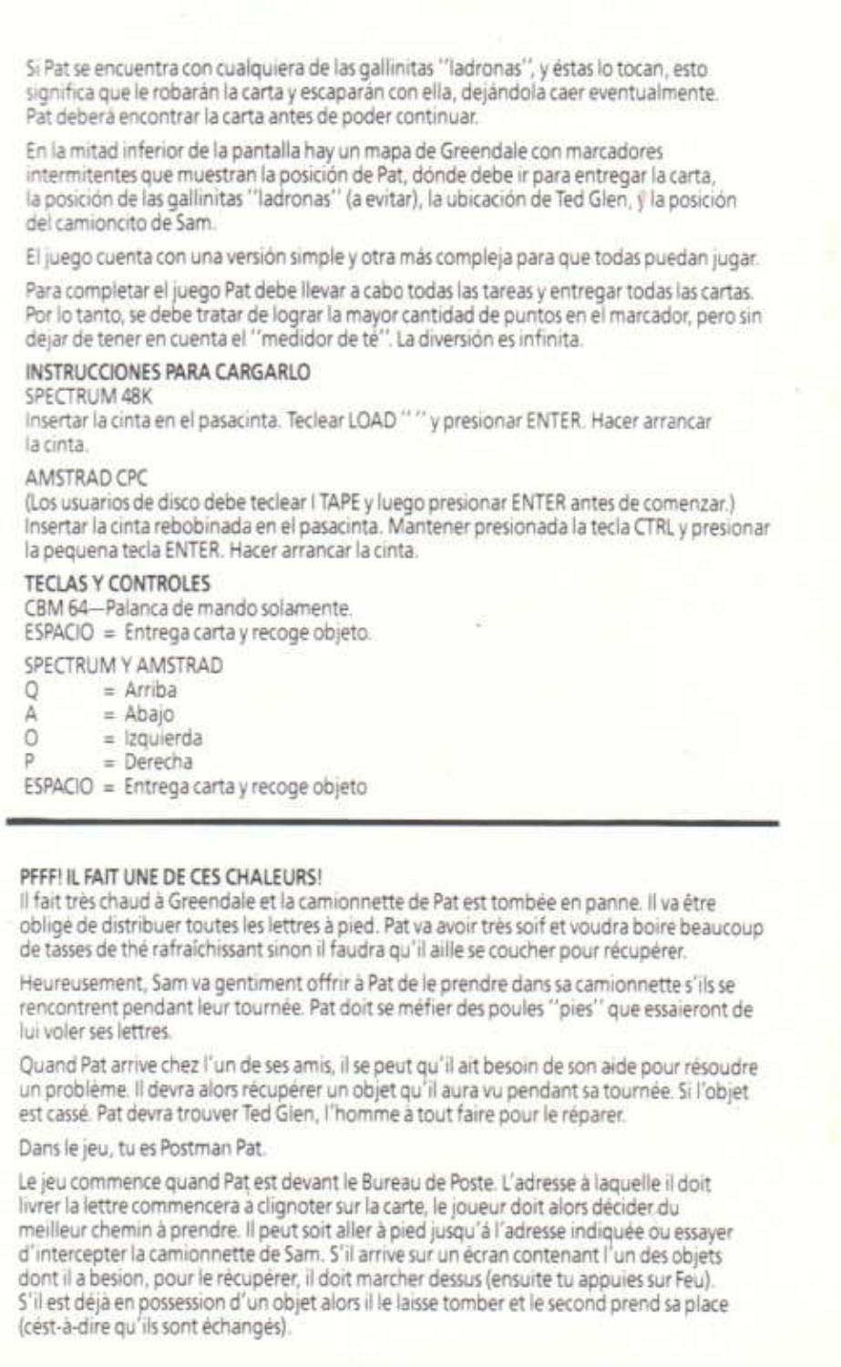Si Pat se encuentra con cualquiera de las gallinitas "ladronas", y éstas lo tocan, esto significa que le robarán la carta y escaparán con ella, dejándola caer eventualmente. Pat deberá encontrar la carta antes de poder continuar.

En la mitad inferior de la pantalla hay un mapa de Greendale con marcadores intermitentes que muestran la posición de Pat, dónde debe ir para entregar la carta, la posición de las gallinitas "ladronas" (a evitar), la ubicación de Ted Glen, y la posición del camioncito de Sam.

El juego cuenta con una versión simple y otra más compleja para que todas puedan jugar.

Para completar el juego Pat debe llevar a cabo todas las tareas y entregar todas las cartas. Por lo tanto, se debe tratar de lograr la mayor cantidad de puntos en el marcador, pero sin dejar de tener en cuenta el "medidor de té". La diversión es infinita.

**INSTRUCCIONES PARA CARGARLO**

SPECTRUM 48K

Insertar la cinta en el pasacinta. Teclear LOAD "" y presionar ENTER. Hacer arrancar la cinta.

AMSTRAD CPC

(Los usuarios de disco debe teclear I TAPE y luego presionar ENTER antes de comenzar.) Insertar la cinta rebobinada en el pasacinta. Mantener presionada la tecla CTRL y presionar la pequena tecla ENTER. Hacer arrancar la cinta.

**TECLAS Y CONTROLES**

CBM 64—Palanca de mando solamente.
ESPACIO = Entrega carta y recoge objeto.

SPECTRUM Y AMSTRAD

Q = Arriba
A = Abajo
O = Izquierda
P = Derecha
ESPACIO = Entrega carta y recoge objeto

---

**PFFF! IL FAIT UNE DE CES CHALEURS!**

Il fait très chaud à Greendale et la camionnette de Pat est tombée en panne. Il va être obligé de distribuer toutes les lettres à pied. Pat va avoir très soif et voudra boire beaucoup de tasses de thé rafraîchissant sinon il faudra qu'il aille se coucher pour récupérer.

Heureusement, Sam va gentiment offrir à Pat de le prendre dans sa camionnette s'ils se rencontrent pendant leur tournée. Pat doit se méfier des poules "pies" que essaieront de lui voler ses lettres.

Quand Pat arrive chez l'un de ses amis, il se peut qu'il ait besoin de son aide pour résoudre un problème. Il devra alors récupérer un objet qu'il aura vu pendant sa tournée. Si l'objet est cassé. Pat devra trouver Ted Glen, l'homme à tout faire pour le réparer.

Dans le jeu, tu es Postman Pat.

Le jeu commence quand Pat est devant le Bureau de Poste. L'adresse à laquelle il doit livrer la lettre commencera a clignoter sur la carte, le joueur doit alors décider du meilleur chemin à prendre. Il peut soit aller à pied jusqu'à l'adresse indiquée ou essayer d'intercepter la camionnette de Sam. S'il arrive sur un écran contenant l'un des objets dont il a besion, pour le récupérer, il doit marcher dessus (ensuite tu appuies sur Feu). S'il est déjà en possession d'un objet alors il le laisse tomber et le second prend sa place (cést-à-dire qu'ils sont échangés).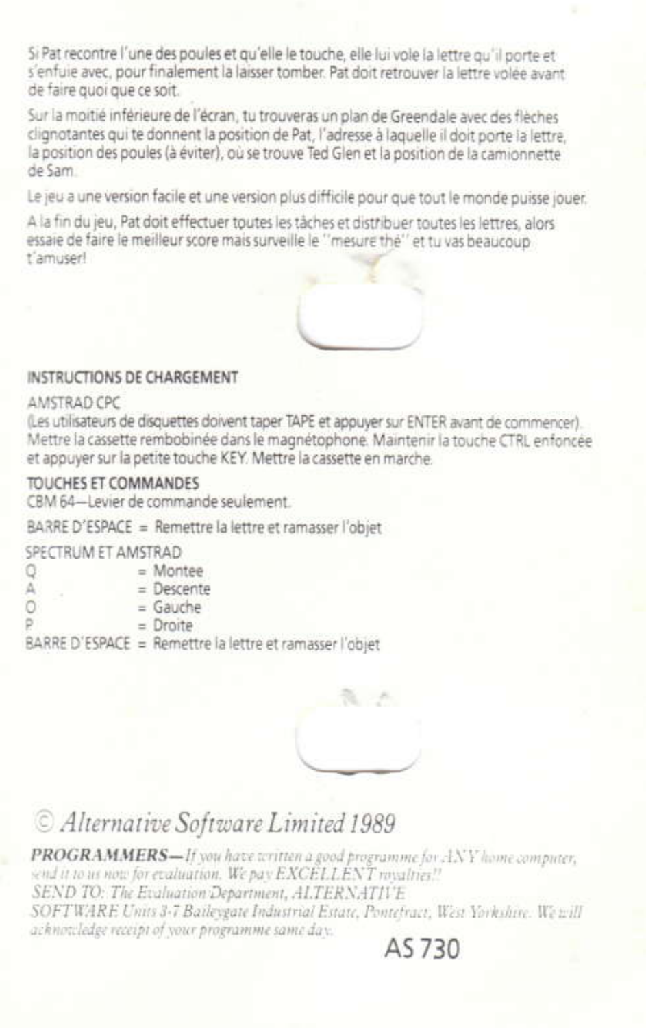Si Pat recontre l'une des poules et qu'elle le touche, elle lui vole la lettre qu'il porte et s'enfuie avec, pour finalement la laisser tomber. Pat doit retrouver la lettre volée avant de faire quoi que ce soit.

Sur la moitié inférieure de l'écran, tu trouveras un plan de Greendale avec des flèches clignotantes qui te donnent la position de Pat, l'adresse à laquelle il doit porte la lettre, la position des poules (à éviter), où se trouve Ted Glen et la position de la camionnette de Sam.

Le jeu a une version facile et une version plus difficile pour que tout le monde puisse jouer.

A la fin du jeu, Pat doit effectuer toutes les tâches et distribuer toutes les lettres, alors essaie de faire le meilleur score mais surveille le "mesure thé" et tu vas beaucoup t'amuser!

## INSTRUCTIONS DE CHARGEMENT

AMSTRAD CPC

(Les utilisateurs de disquettes doivent taper TAPE et appuyer sur ENTER avant de commencer). Mettre la cassette rembobinée dans le magnétophone. Maintenir la touche CTRL enfoncée et appuyer sur la petite touche KEY. Mettre la cassette en marche.

## TOUCHES ET COMMANDES

CBM 64—Levier de commande seulement.

BARRE D'ESPACE = Remettre la lettre et ramasser l'objet

SPECTRUM ET AMSTRAD

| | |
|---|---|
| Q | = Montee |
| A | = Descente |
| O | = Gauche |
| P | = Droite |
| BARRE D'ESPACE | = Remettre la lettre et ramasser l'objet |

*© Alternative Software Limited 1989*

***PROGRAMMERS**—If you have written a good programme for ANY home computer, send it to us now for evaluation. We pay EXCELLENT royalties!!*
*SEND TO: The Evaluation Department, ALTERNATIVE SOFTWARE Units 3-7 Baileygate Industrial Estate, Pontefract, West Yorkshire. We will acknowledge receipt of your programme same day.*

AS 730